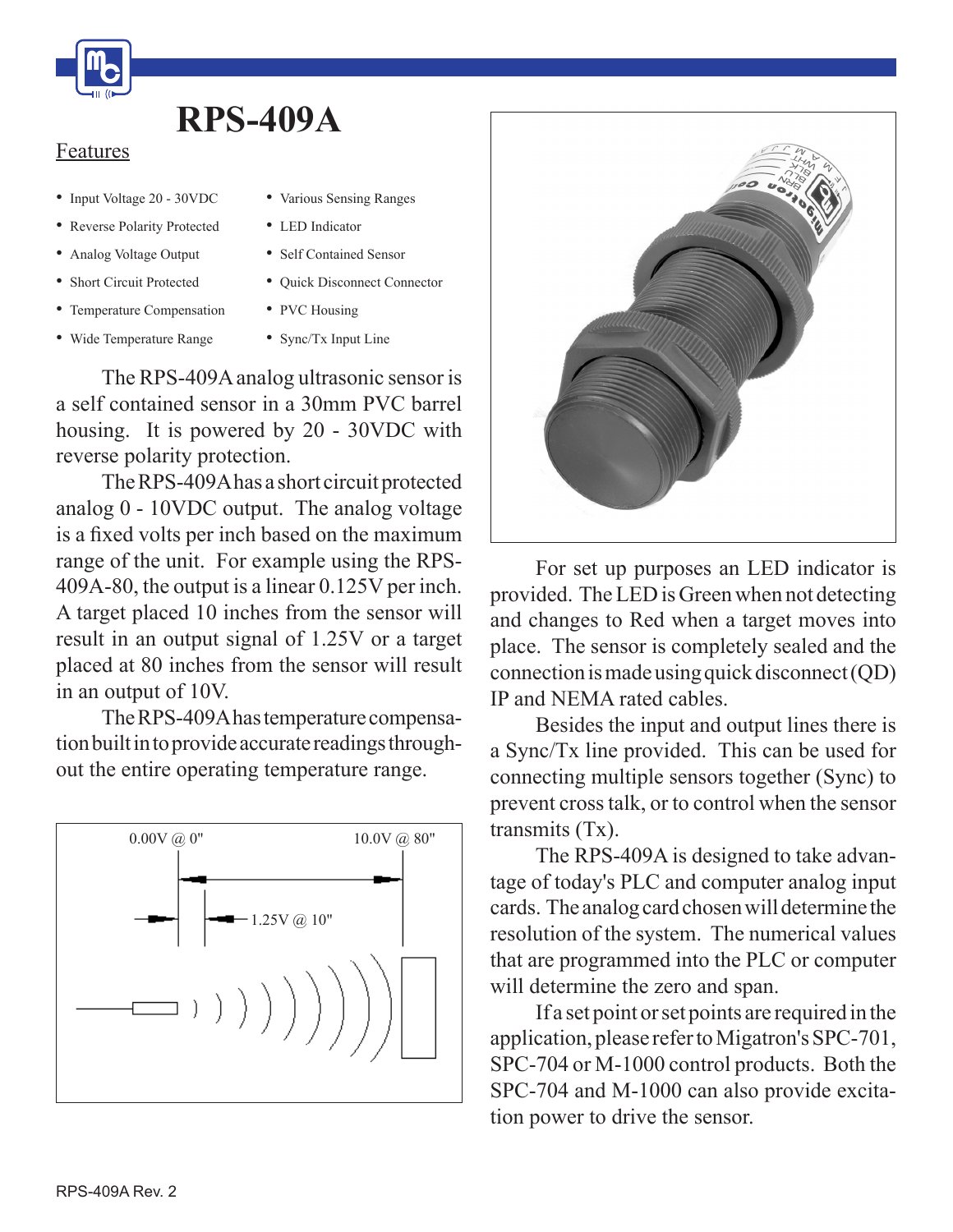# RPS-409A

## Features

- Input Voltage 20 - 30VDC
- Reverse Polarity Protected
- Analog Voltage Output
- Short Circuit Protected
- Temperature Compensation
- Wide Temperature Range
- Various Sensing Ranges
- LED Indicator
- Self Contained Sensor
- Quick Disconnect Connector
- PVC Housing
- Sync/Tx Input Line

The RPS-409A analog ultrasonic sensor is a self contained sensor in a 30mm PVC barrel housing. It is powered by 20 - 30VDC with reverse polarity protection.

The RPS-409A has a short circuit protected analog 0 - 10VDC output. The analog voltage is a fixed volts per inch based on the maximum range of the unit. For example using the RPS-409A-80, the output is a linear 0.125V per inch. A target placed 10 inches from the sensor will result in an output signal of 1.25V or a target placed at 80 inches from the sensor will result in an output of 10V.

The RPS-409A has temperature compensation built in to provide accurate readings throughout the entire operating temperature range.

0.00V @ 0"

10.0V @ 80"

1.25V @ 10"

For set up purposes an LED indicator is provided. The LED is Green when not detecting and changes to Red when a target moves into place. The sensor is completely sealed and the connection is made using quick disconnect (QD) IP and NEMA rated cables.

Besides the input and output lines there is a Sync/Tx line provided. This can be used for connecting multiple sensors together (Sync) to prevent cross talk, or to control when the sensor transmits (Tx).

The RPS-409A is designed to take advantage of today's PLC and computer analog input cards. The analog card chosen will determine the resolution of the system. The numerical values that are programmed into the PLC or computer will determine the zero and span.

If a set point or set points are required in the application, please refer to Migatron's SPC-701, SPC-704 or M-1000 control products. Both the SPC-704 and M-1000 can also provide excitation power to drive the sensor.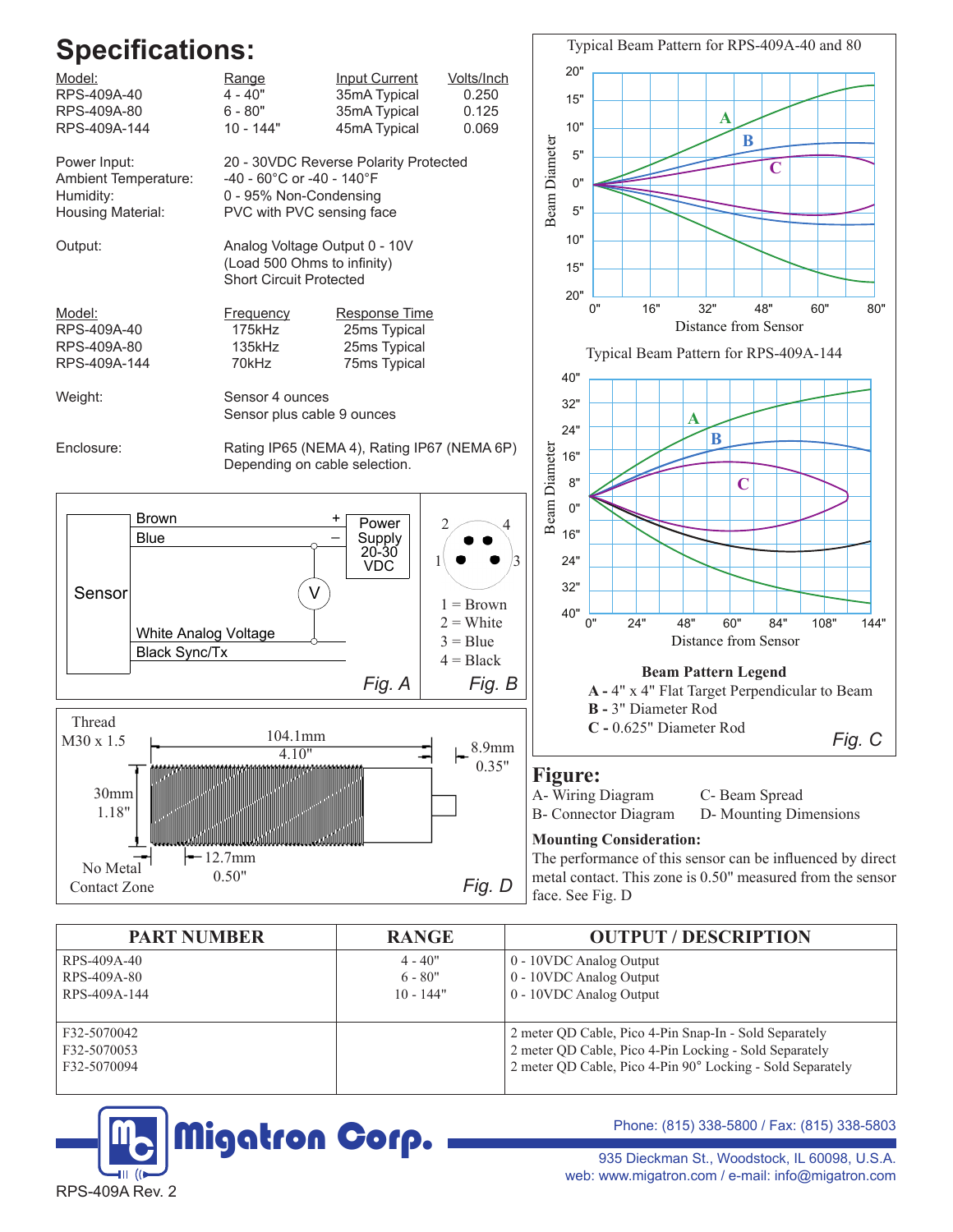# Specifications:

| Model: | Range | Input Current | Volts/Inch |
|---|---|---|---|
| RPS-409A-40 | 4 - 40" | 35mA Typical | 0.250 |
| RPS-409A-80 | 6 - 80" | 35mA Typical | 0.125 |
| RPS-409A-144 | 10 - 144" | 45mA Typical | 0.069 |

Power Input: 20 - 30VDC Reverse Polarity Protected

Ambient Temperature: -40 - 60°C or -40 - 140°F

Humidity: 0 - 95% Non-Condensing

Housing Material: PVC with PVC sensing face

Output: Analog Voltage Output 0 - 10V
(Load 500 Ohms to infinity)
Short Circuit Protected

| Model: | Frequency | Response Time |
|---|---|---|
| RPS-409A-40 | 175kHz | 25ms Typical |
| RPS-409A-80 | 135kHz | 25ms Typical |
| RPS-409A-144 | 70kHz | 75ms Typical |

Weight: Sensor 4 ounces
Sensor plus cable 9 ounces

Enclosure: Rating IP65 (NEMA 4), Rating IP67 (NEMA 6P)
Depending on cable selection.

Sensor
Brown
Blue
\+
–
Power Supply 20-30 VDC
V
White Analog Voltage
Black Sync/Tx

Fig. A

2
4
1
3
1 = Brown
2 = White
3 = Blue
4 = Black

Fig. B

Thread
M30 x 1.5
104.1mm
4.10"
8.9mm
0.35"
30mm
1.18"
12.7mm
0.50"
No Metal
Contact Zone

Fig. D

Typical Beam Pattern for RPS-409A-40 and 80

20"
15"
10"
5"
0"
5"
10"
15"
20"
Beam Diameter
0"
16"
32"
48"
60"
80"
Distance from Sensor
A
B
C

Typical Beam Pattern for RPS-409A-144

40"
32"
24"
16"
8"
0"
16"
24"
32"
40"
Beam Diameter
0"
24"
48"
60"
84"
108"
144"
Distance from Sensor
A
B
C

**Beam Pattern Legend**

**A -** 4" x 4" Flat Target Perpendicular to Beam
**B -** 3" Diameter Rod
**C -** 0.625" Diameter Rod

Fig. C

## Figure:

A- Wiring Diagram
B- Connector Diagram
C- Beam Spread
D- Mounting Dimensions

**Mounting Consideration:**

The performance of this sensor can be influenced by direct metal contact. This zone is 0.50" measured from the sensor face. See Fig. D

| PART NUMBER | RANGE | OUTPUT / DESCRIPTION |
|---|---|---|
| RPS-409A-40<br>RPS-409A-80<br>RPS-409A-144 | 4 - 40"<br>6 - 80"<br>10 - 144" | 0 - 10VDC Analog Output<br>0 - 10VDC Analog Output<br>0 - 10VDC Analog Output |
| F32-5070042<br>F32-5070053<br>F32-5070094 | | 2 meter QD Cable, Pico 4-Pin Snap-In - Sold Separately<br>2 meter QD Cable, Pico 4-Pin Locking - Sold Separately<br>2 meter QD Cable, Pico 4-Pin 90° Locking - Sold Separately |

Migatron Corp.

Phone: (815) 338-5800 / Fax: (815) 338-5803

935 Dieckman St., Woodstock, IL 60098, U.S.A.
web: www.migatron.com / e-mail: info@migatron.com

RPS-409A Rev. 2